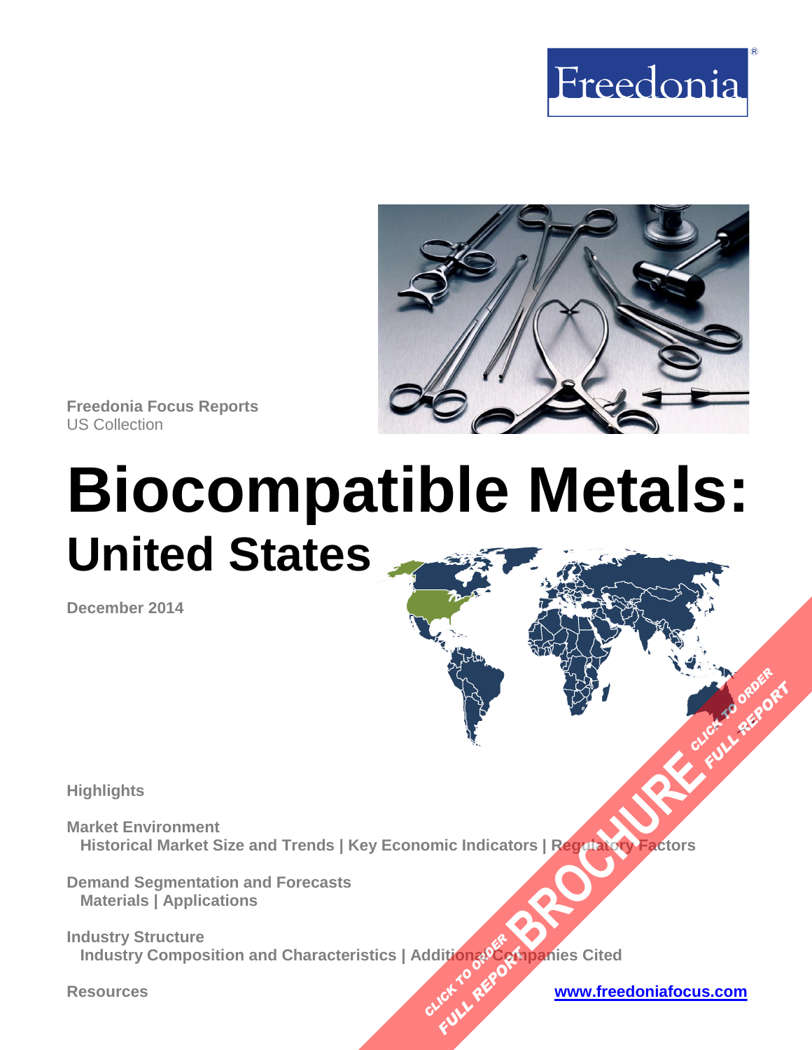Freedonia

Freedonia Focus Reports
US Collection

# Biocompatible Metals:
## United States

December 2014

Highlights

Market Environment
Historical Market Size and Trends | Key Economic Indicators | Regulatory Factors

Demand Segmentation and Forecasts
Materials | Applications

Industry Structure
Industry Composition and Characteristics | Additional Companies Cited

Resources

www.freedoniafocus.com

CLICK TO ORDER FULL REPORT BROCHURE CLICK TO ORDER FULL REPORT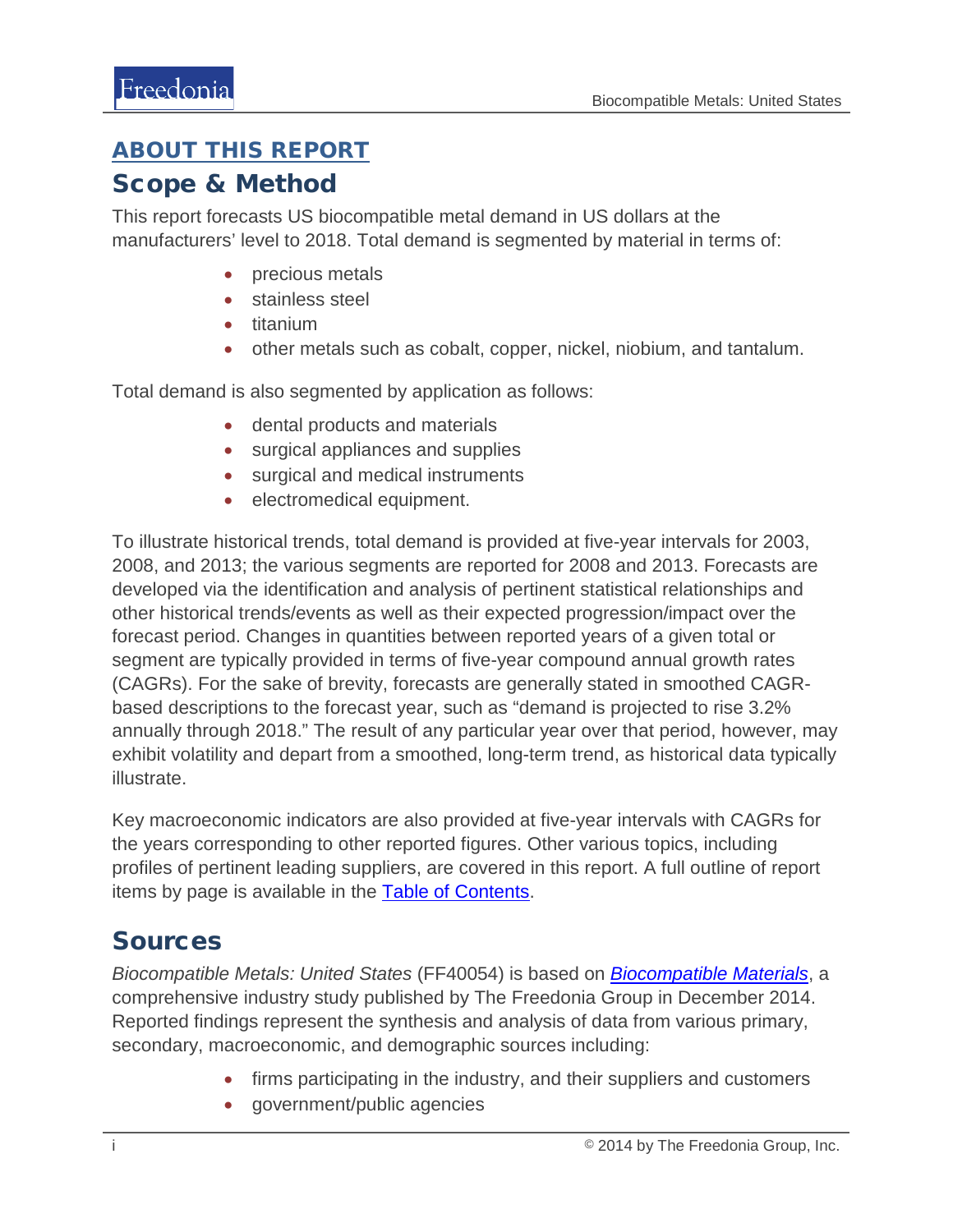## ABOUT THIS REPORT

## Scope & Method

This report forecasts US biocompatible metal demand in US dollars at the manufacturers' level to 2018. Total demand is segmented by material in terms of:

- precious metals
- stainless steel
- titanium
- other metals such as cobalt, copper, nickel, niobium, and tantalum.

Total demand is also segmented by application as follows:

- dental products and materials
- surgical appliances and supplies
- surgical and medical instruments
- electromedical equipment.

To illustrate historical trends, total demand is provided at five-year intervals for 2003, 2008, and 2013; the various segments are reported for 2008 and 2013. Forecasts are developed via the identification and analysis of pertinent statistical relationships and other historical trends/events as well as their expected progression/impact over the forecast period. Changes in quantities between reported years of a given total or segment are typically provided in terms of five-year compound annual growth rates (CAGRs). For the sake of brevity, forecasts are generally stated in smoothed CAGR-based descriptions to the forecast year, such as "demand is projected to rise 3.2% annually through 2018." The result of any particular year over that period, however, may exhibit volatility and depart from a smoothed, long-term trend, as historical data typically illustrate.

Key macroeconomic indicators are also provided at five-year intervals with CAGRs for the years corresponding to other reported figures. Other various topics, including profiles of pertinent leading suppliers, are covered in this report. A full outline of report items by page is available in the Table of Contents.

## Sources

*Biocompatible Metals: United States* (FF40054) is based on *Biocompatible Materials*, a comprehensive industry study published by The Freedonia Group in December 2014. Reported findings represent the synthesis and analysis of data from various primary, secondary, macroeconomic, and demographic sources including:

- firms participating in the industry, and their suppliers and customers
- government/public agencies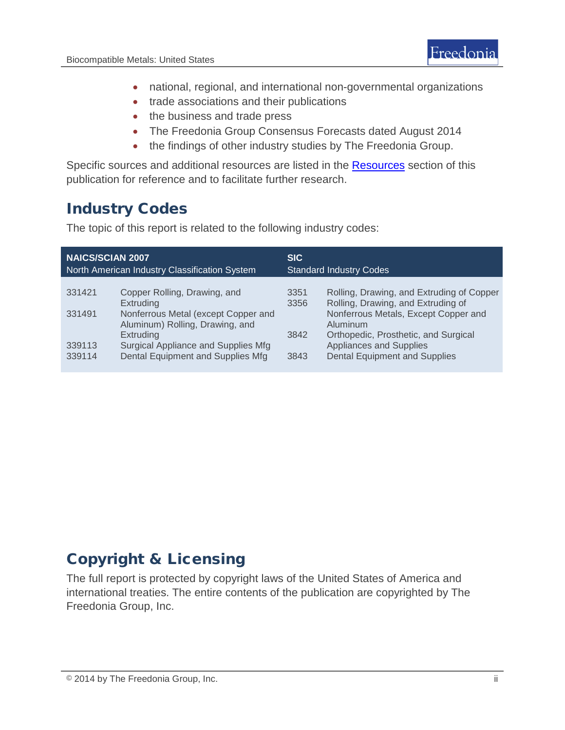- national, regional, and international non-governmental organizations
- trade associations and their publications
- the business and trade press
- The Freedonia Group Consensus Forecasts dated August 2014
- the findings of other industry studies by The Freedonia Group.

Specific sources and additional resources are listed in the Resources section of this publication for reference and to facilitate further research.

## Industry Codes

The topic of this report is related to the following industry codes:

| NAICS/SCIAN 2007 North American Industry Classification System | | SIC Standard Industry Codes | |
|---|---|---|---|
| 331421 | Copper Rolling, Drawing, and Extruding | 3351 | Rolling, Drawing, and Extruding of Copper |
| 331491 | Nonferrous Metal (except Copper and Aluminum) Rolling, Drawing, and Extruding | 3356 | Rolling, Drawing, and Extruding of Nonferrous Metals, Except Copper and Aluminum |
| 339113 | Surgical Appliance and Supplies Mfg | 3842 | Orthopedic, Prosthetic, and Surgical Appliances and Supplies |
| 339114 | Dental Equipment and Supplies Mfg | 3843 | Dental Equipment and Supplies |

## Copyright & Licensing

The full report is protected by copyright laws of the United States of America and international treaties. The entire contents of the publication are copyrighted by The Freedonia Group, Inc.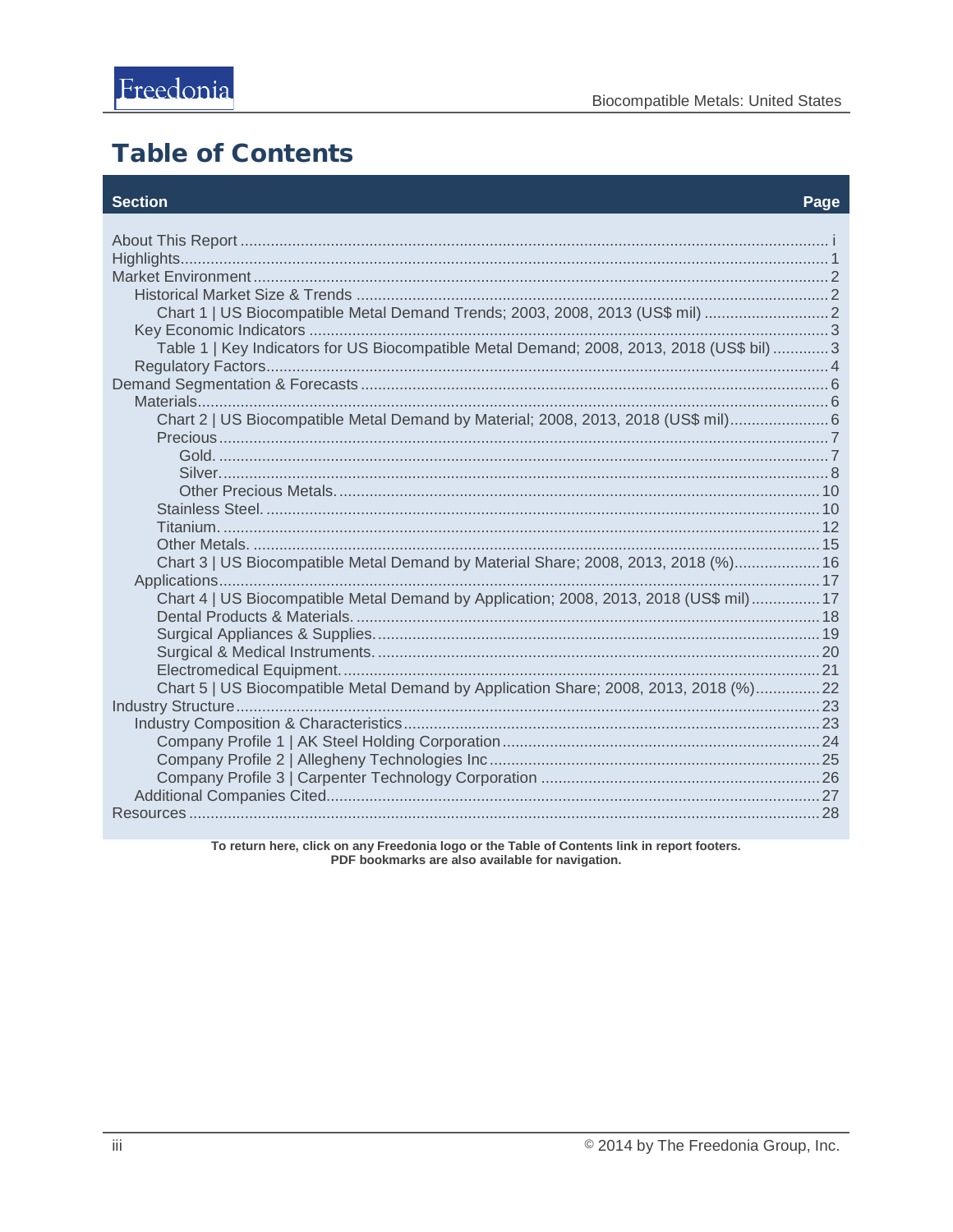# Table of Contents

| Section | Page |
|---|---|
| About This Report | i |
| Highlights | 1 |
| Market Environment | 2 |
| Historical Market Size & Trends | 2 |
| Chart 1 \| US Biocompatible Metal Demand Trends; 2003, 2008, 2013 (US$ mil) | 2 |
| Key Economic Indicators | 3 |
| Table 1 \| Key Indicators for US Biocompatible Metal Demand; 2008, 2013, 2018 (US$ bil) | 3 |
| Regulatory Factors | 4 |
| Demand Segmentation & Forecasts | 6 |
| Materials | 6 |
| Chart 2 \| US Biocompatible Metal Demand by Material; 2008, 2013, 2018 (US$ mil) | 6 |
| Precious | 7 |
| Gold. | 7 |
| Silver. | 8 |
| Other Precious Metals. | 10 |
| Stainless Steel. | 10 |
| Titanium. | 12 |
| Other Metals. | 15 |
| Chart 3 \| US Biocompatible Metal Demand by Material Share; 2008, 2013, 2018 (%) | 16 |
| Applications | 17 |
| Chart 4 \| US Biocompatible Metal Demand by Application; 2008, 2013, 2018 (US$ mil) | 17 |
| Dental Products & Materials. | 18 |
| Surgical Appliances & Supplies. | 19 |
| Surgical & Medical Instruments. | 20 |
| Electromedical Equipment. | 21 |
| Chart 5 \| US Biocompatible Metal Demand by Application Share; 2008, 2013, 2018 (%) | 22 |
| Industry Structure | 23 |
| Industry Composition & Characteristics | 23 |
| Company Profile 1 \| AK Steel Holding Corporation | 24 |
| Company Profile 2 \| Allegheny Technologies Inc | 25 |
| Company Profile 3 \| Carpenter Technology Corporation | 26 |
| Additional Companies Cited | 27 |
| Resources | 28 |

**To return here, click on any Freedonia logo or the Table of Contents link in report footers.**
**PDF bookmarks are also available for navigation.**